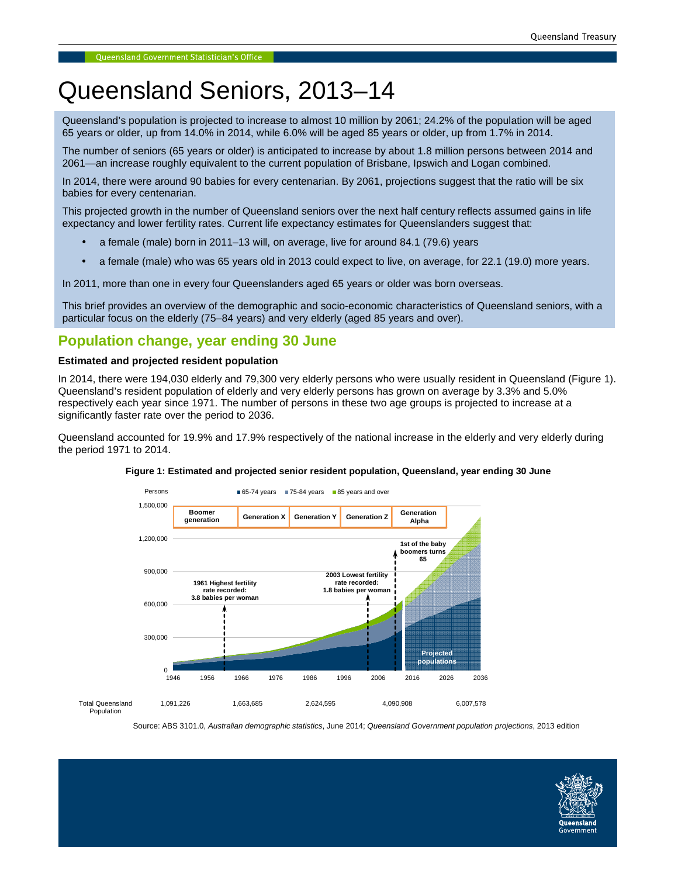Queensland Government Statistician's Office

# Queensland Seniors, 2013–14

Queensland's population is projected to increase to almost 10 million by 2061; 24.2% of the population will be aged 65 years or older, up from 14.0% in 2014, while 6.0% will be aged 85 years or older, up from 1.7% in 2014.

The number of seniors (65 years or older) is anticipated to increase by about 1.8 million persons between 2014 and 2061—an increase roughly equivalent to the current population of Brisbane, Ipswich and Logan combined.

In 2014, there were around 90 babies for every centenarian. By 2061, projections suggest that the ratio will be six babies for every centenarian.

This projected growth in the number of Queensland seniors over the next half century reflects assumed gains in life expectancy and lower fertility rates. Current life expectancy estimates for Queenslanders suggest that:

- a female (male) born in 2011–13 will, on average, live for around 84.1 (79.6) years
- a female (male) who was 65 years old in 2013 could expect to live, on average, for 22.1 (19.0) more years.

In 2011, more than one in every four Queenslanders aged 65 years or older was born overseas.

This brief provides an overview of the demographic and socio-economic characteristics of Queensland seniors, with a particular focus on the elderly (75–84 years) and very elderly (aged 85 years and over).

## Population change, year ending 30 June

### Estimated and projected resident population

In 2014, there were 194,030 elderly and 79,300 very elderly persons who were usually resident in Queensland (Figure 1). Queensland's resident population of elderly and very elderly persons has grown on average by 3.3% and 5.0% respectively each year since 1971. The number of persons in these two age groups is projected to increase at a significantly faster rate over the period to 2036.

Queensland accounted for 19.9% and 17.9% respectively of the national increase in the elderly and very elderly during the period 1971 to 2014.

**Figure 1: Estimated and projected senior resident population, Queensland, year ending 30 June**

Persons

65-74 years
75-84 years
85 years and over

1,500,000
1,200,000
900,000
600,000
300,000
0

Boomer generation
Generation X
Generation Y
Generation Z
Generation Alpha

1961 Highest fertility rate recorded: 3.8 babies per woman

2003 Lowest fertility rate recorded: 1.8 babies per woman

1st of the baby boomers turns 65

Projected populations

1946 1956 1966 1976 1986 1996 2006 2016 2026 2036

Total Queensland Population: 1,091,226; 1,663,685; 2,624,595; 4,090,908; 6,007,578

Source: ABS 3101.0, *Australian demographic statistics*, June 2014; *Queensland Government population projections*, 2013 edition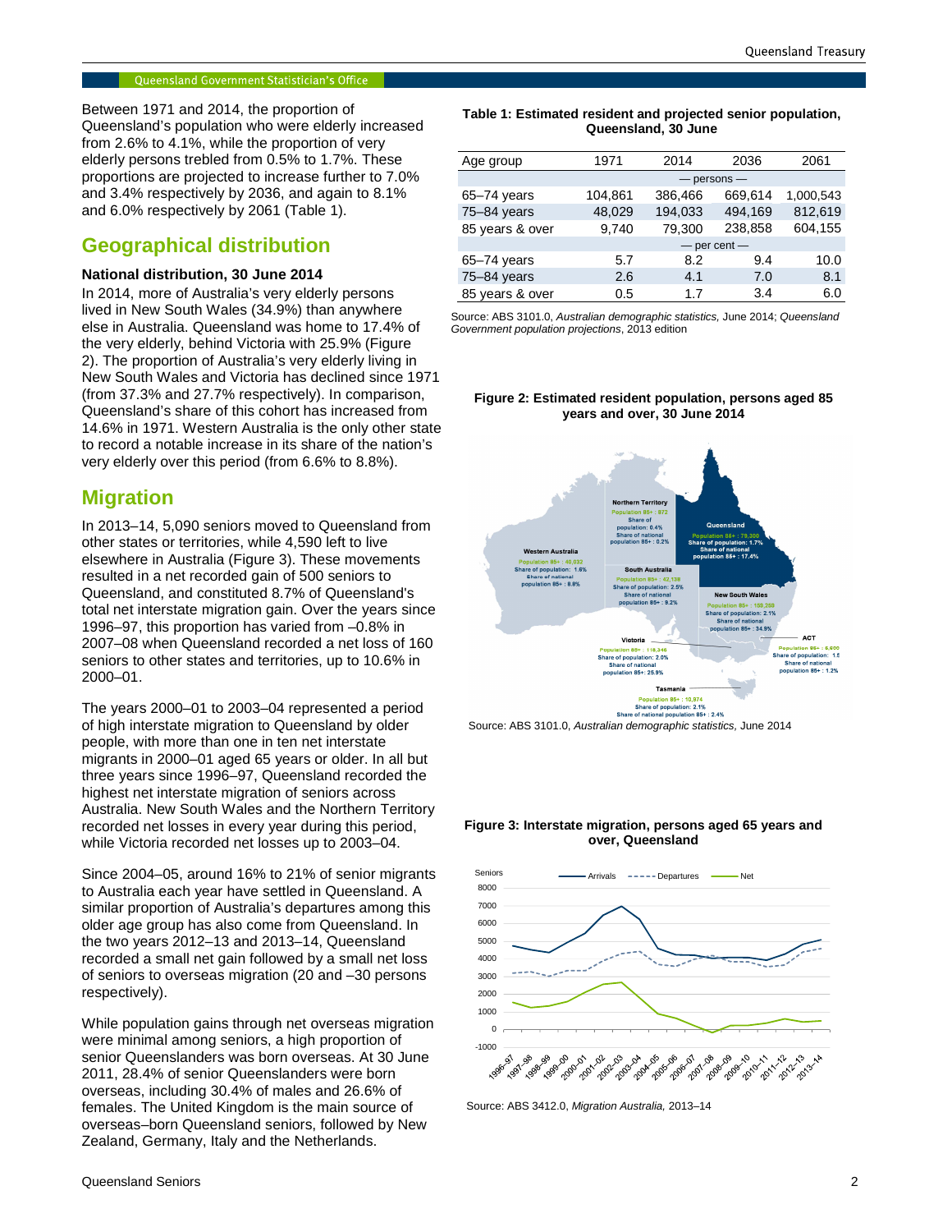Between 1971 and 2014, the proportion of Queensland's population who were elderly increased from 2.6% to 4.1%, while the proportion of very elderly persons trebled from 0.5% to 1.7%. These proportions are projected to increase further to 7.0% and 3.4% respectively by 2036, and again to 8.1% and 6.0% respectively by 2061 (Table 1).

**Table 1: Estimated resident and projected senior population, Queensland, 30 June**

| Age group | 1971 | 2014 | 2036 | 2061 |
|---|---|---|---|---|
| | — persons — | | | |
| 65–74 years | 104,861 | 386,466 | 669,614 | 1,000,543 |
| 75–84 years | 48,029 | 194,033 | 494,169 | 812,619 |
| 85 years & over | 9,740 | 79,300 | 238,858 | 604,155 |
| | — per cent — | | | |
| 65–74 years | 5.7 | 8.2 | 9.4 | 10.0 |
| 75–84 years | 2.6 | 4.1 | 7.0 | 8.1 |
| 85 years & over | 0.5 | 1.7 | 3.4 | 6.0 |

Source: ABS 3101.0, *Australian demographic statistics,* June 2014; *Queensland Government population projections*, 2013 edition

## Geographical distribution

**National distribution, 30 June 2014**

In 2014, more of Australia's very elderly persons lived in New South Wales (34.9%) than anywhere else in Australia. Queensland was home to 17.4% of the very elderly, behind Victoria with 25.9% (Figure 2). The proportion of Australia's very elderly living in New South Wales and Victoria has declined since 1971 (from 37.3% and 27.7% respectively). In comparison, Queensland's share of this cohort has increased from 14.6% in 1971. Western Australia is the only other state to record a notable increase in its share of the nation's very elderly over this period (from 6.6% to 8.8%).

**Figure 2: Estimated resident population, persons aged 85 years and over, 30 June 2014**

Northern Territory
Population 85+ : 872
Share of population: 0.4%
Share of national population 85+ : 0.2%

Queensland
Population 85+ : 79,300
Share of population: 1.7%
Share of national population 85+ : 17.4%

Western Australia
Population 85+ : 40,032
Share of population: 1.6%
Share of national population 85+ : 8.8%

South Australia
Population 85+ : 42,138
Share of population: 2.5%
Share of national population 85+ : 9.2%

New South Wales
Population 85+ : 159,280
Share of population: 2.1%
Share of national population 85+ : 34.9%

Victoria
Population 85+ : 118,346
Share of population: 2.0%
Share of national population 85+: 25.9%

ACT
Population 85+ : 5,600
Share of population: 1.5
Share of national population 85+ : 1.2%

Tasmania
Population 85+ : 10,974
Share of population: 2.1%
Share of national population 85+ : 2.4%

Source: ABS 3101.0, *Australian demographic statistics,* June 2014

## Migration

In 2013–14, 5,090 seniors moved to Queensland from other states or territories, while 4,590 left to live elsewhere in Australia (Figure 3). These movements resulted in a net recorded gain of 500 seniors to Queensland, and constituted 8.7% of Queensland's total net interstate migration gain. Over the years since 1996–97, this proportion has varied from –0.8% in 2007–08 when Queensland recorded a net loss of 160 seniors to other states and territories, up to 10.6% in 2000–01.

The years 2000–01 to 2003–04 represented a period of high interstate migration to Queensland by older people, with more than one in ten net interstate migrants in 2000–01 aged 65 years or older. In all but three years since 1996–97, Queensland recorded the highest net interstate migration of seniors across Australia. New South Wales and the Northern Territory recorded net losses in every year during this period, while Victoria recorded net losses up to 2003–04.

**Figure 3: Interstate migration, persons aged 65 years and over, Queensland**

Seniors
Arrivals
Departures
Net
8000
7000
6000
5000
4000
3000
2000
1000
0
-1000
1996–97, 1997–98, 1998–99, 1999–00, 2000–01, 2001–02, 2002–03, 2003–04, 2004–05, 2005–06, 2006–07, 2007–08, 2008–09, 2009–10, 2010–11, 2011–12, 2012–13, 2013–14

Source: ABS 3412.0, *Migration Australia,* 2013–14

Since 2004–05, around 16% to 21% of senior migrants to Australia each year have settled in Queensland. A similar proportion of Australia's departures among this older age group has also come from Queensland. In the two years 2012–13 and 2013–14, Queensland recorded a small net gain followed by a small net loss of seniors to overseas migration (20 and –30 persons respectively).

While population gains through net overseas migration were minimal among seniors, a high proportion of senior Queenslanders was born overseas. At 30 June 2011, 28.4% of senior Queenslanders were born overseas, including 30.4% of males and 26.6% of females. The United Kingdom is the main source of overseas–born Queensland seniors, followed by New Zealand, Germany, Italy and the Netherlands.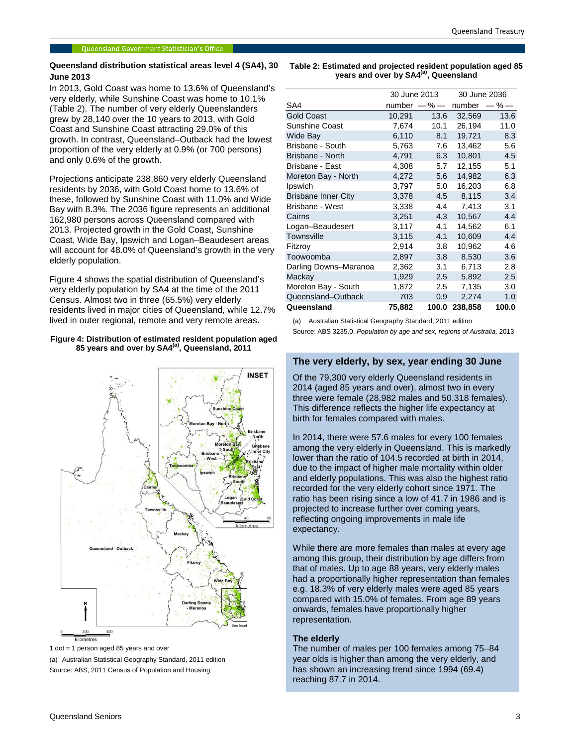### Queensland distribution statistical areas level 4 (SA4), 30 June 2013

In 2013, Gold Coast was home to 13.6% of Queensland's very elderly, while Sunshine Coast was home to 10.1% (Table 2). The number of very elderly Queenslanders grew by 28,140 over the 10 years to 2013, with Gold Coast and Sunshine Coast attracting 29.0% of this growth. In contrast, Queensland–Outback had the lowest proportion of the very elderly at 0.9% (or 700 persons) and only 0.6% of the growth.

Projections anticipate 238,860 very elderly Queensland residents by 2036, with Gold Coast home to 13.6% of these, followed by Sunshine Coast with 11.0% and Wide Bay with 8.3%. The 2036 figure represents an additional 162,980 persons across Queensland compared with 2013. Projected growth in the Gold Coast, Sunshine Coast, Wide Bay, Ipswich and Logan–Beaudesert areas will account for 48.0% of Queensland's growth in the very elderly population.

Figure 4 shows the spatial distribution of Queensland's very elderly population by SA4 at the time of the 2011 Census. Almost two in three (65.5%) very elderly residents lived in major cities of Queensland, while 12.7% lived in outer regional, remote and very remote areas.

**Figure 4: Distribution of estimated resident population aged 85 years and over by SA4[(a)], Queensland, 2011**

INSET

Sunshine Coast
Moreton Bay - North
Brisbane - North
Moreton Bay - South
Brisbane Inner City
Brisbane - West
Toowoomba
Ipswich
Brisbane East
Brisbane - South
Logan - Beaudesert
Gold Coast
Cairns
Townsville
Mackay
Queensland - Outback
Fitzroy
Wide Bay
Darling Downs - Maranoa
See Inset

0 40 80
kilometres

N

0 200 400
kilometres

1 dot = 1 person aged 85 years and over

(a) Australian Statistical Geography Standard, 2011 edition

Source: ABS, 2011 Census of Population and Housing

**Table 2: Estimated and projected resident population aged 85 years and over by SA4[(a)], Queensland**

| | 30 June 2013 | | 30 June 2036 | |
|---|---|---|---|---|
| SA4 | number | — % — | number | — % — |
| Gold Coast | 10,291 | 13.6 | 32,569 | 13.6 |
| Sunshine Coast | 7,674 | 10.1 | 26,194 | 11.0 |
| Wide Bay | 6,110 | 8.1 | 19,721 | 8.3 |
| Brisbane - South | 5,763 | 7.6 | 13,462 | 5.6 |
| Brisbane - North | 4,791 | 6.3 | 10,801 | 4.5 |
| Brisbane - East | 4,308 | 5.7 | 12,155 | 5.1 |
| Moreton Bay - North | 4,272 | 5.6 | 14,982 | 6.3 |
| Ipswich | 3,797 | 5.0 | 16,203 | 6.8 |
| Brisbane Inner City | 3,378 | 4.5 | 8,115 | 3.4 |
| Brisbane - West | 3,338 | 4.4 | 7,413 | 3.1 |
| Cairns | 3,251 | 4.3 | 10,567 | 4.4 |
| Logan–Beaudesert | 3,117 | 4.1 | 14,562 | 6.1 |
| Townsville | 3,115 | 4.1 | 10,609 | 4.4 |
| Fitzroy | 2,914 | 3.8 | 10,962 | 4.6 |
| Toowoomba | 2,897 | 3.8 | 8,530 | 3.6 |
| Darling Downs–Maranoa | 2,362 | 3.1 | 6,713 | 2.8 |
| Mackay | 1,929 | 2.5 | 5,892 | 2.5 |
| Moreton Bay - South | 1,872 | 2.5 | 7,135 | 3.0 |
| Queensland–Outback | 703 | 0.9 | 2,274 | 1.0 |
| **Queensland** | **75,882** | **100.0** | **238,858** | **100.0** |

(a) Australian Statistical Geography Standard, 2011 edition

Source: ABS 3235.0, *Population by age and sex, regions of Australia,* 2013

### The very elderly, by sex, year ending 30 June

Of the 79,300 very elderly Queensland residents in 2014 (aged 85 years and over), almost two in every three were female (28,982 males and 50,318 females). This difference reflects the higher life expectancy at birth for females compared with males.

In 2014, there were 57.6 males for every 100 females among the very elderly in Queensland. This is markedly lower than the ratio of 104.5 recorded at birth in 2014, due to the impact of higher male mortality within older and elderly populations. This was also the highest ratio recorded for the very elderly cohort since 1971. The ratio has been rising since a low of 41.7 in 1986 and is projected to increase further over coming years, reflecting ongoing improvements in male life expectancy.

While there are more females than males at every age among this group, their distribution by age differs from that of males. Up to age 88 years, very elderly males had a proportionally higher representation than females e.g. 18.3% of very elderly males were aged 85 years compared with 15.0% of females. From age 89 years onwards, females have proportionally higher representation.

#### The elderly

The number of males per 100 females among 75–84 year olds is higher than among the very elderly, and has shown an increasing trend since 1994 (69.4) reaching 87.7 in 2014.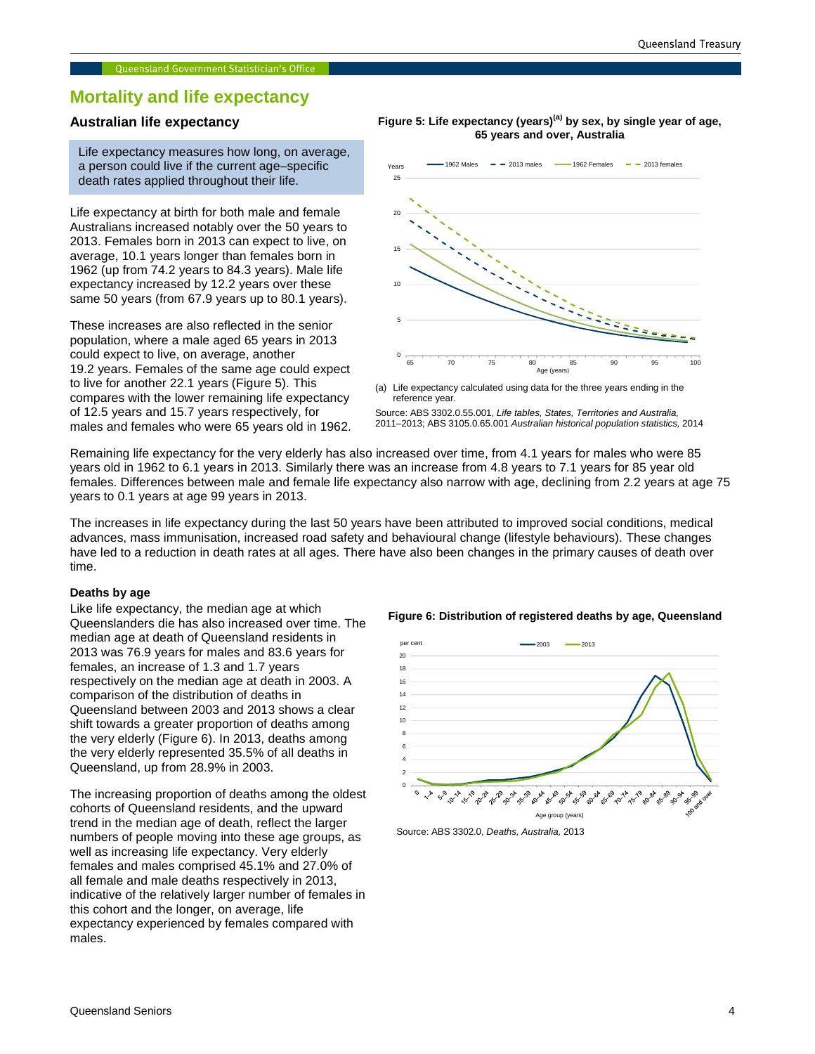# Mortality and life expectancy

## Australian life expectancy

Life expectancy measures how long, on average, a person could live if the current age–specific death rates applied throughout their life.

Life expectancy at birth for both male and female Australians increased notably over the 50 years to 2013. Females born in 2013 can expect to live, on average, 10.1 years longer than females born in 1962 (up from 74.2 years to 84.3 years). Male life expectancy increased by 12.2 years over these same 50 years (from 67.9 years up to 80.1 years).

These increases are also reflected in the senior population, where a male aged 65 years in 2013 could expect to live, on average, another 19.2 years. Females of the same age could expect to live for another 22.1 years (Figure 5). This compares with the lower remaining life expectancy of 12.5 years and 15.7 years respectively, for males and females who were 65 years old in 1962.

**Figure 5: Life expectancy (years)[(a)] by sex, by single year of age, 65 years and over, Australia**

Years
1962 Males
2013 males
1962 Females
2013 females
25
20
15
10
5
0
65
70
75
80
85
90
95
100
Age (years)

(a) Life expectancy calculated using data for the three years ending in the reference year.

Source: ABS 3302.0.55.001, *Life tables, States, Territories and Australia,* 2011–2013; ABS 3105.0.65.001 *Australian historical population statistics,* 2014

Remaining life expectancy for the very elderly has also increased over time, from 4.1 years for males who were 85 years old in 1962 to 6.1 years in 2013. Similarly there was an increase from 4.8 years to 7.1 years for 85 year old females. Differences between male and female life expectancy also narrow with age, declining from 2.2 years at age 75 years to 0.1 years at age 99 years in 2013.

The increases in life expectancy during the last 50 years have been attributed to improved social conditions, medical advances, mass immunisation, increased road safety and behavioural change (lifestyle behaviours). These changes have led to a reduction in death rates at all ages. There have also been changes in the primary causes of death over time.

### Deaths by age

Like life expectancy, the median age at which Queenslanders die has also increased over time. The median age at death of Queensland residents in 2013 was 76.9 years for males and 83.6 years for females, an increase of 1.3 and 1.7 years respectively on the median age at death in 2003. A comparison of the distribution of deaths in Queensland between 2003 and 2013 shows a clear shift towards a greater proportion of deaths among the very elderly (Figure 6). In 2013, deaths among the very elderly represented 35.5% of all deaths in Queensland, up from 28.9% in 2003.

The increasing proportion of deaths among the oldest cohorts of Queensland residents, and the upward trend in the median age of death, reflect the larger numbers of people moving into these age groups, as well as increasing life expectancy. Very elderly females and males comprised 45.1% and 27.0% of all female and male deaths respectively in 2013, indicative of the relatively larger number of females in this cohort and the longer, on average, life expectancy experienced by females compared with males.

**Figure 6: Distribution of registered deaths by age, Queensland**

per cent
2003
2013
20
18
16
14
12
10
8
6
4
2
0
0
1–4
5–9
10–14
15–19
20–24
25–29
30–34
35–39
40–44
45–49
50–54
55–59
60–64
65–69
70–74
75–79
80–84
85–89
90–94
95–99
100 and over
Age group (years)

Source: ABS 3302.0, *Deaths, Australia,* 2013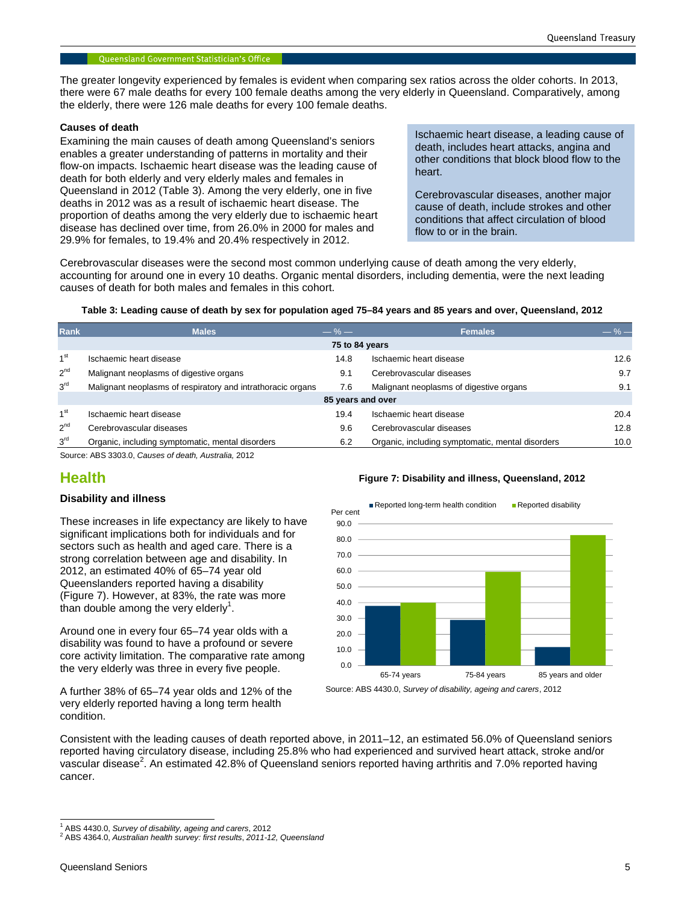The greater longevity experienced by females is evident when comparing sex ratios across the older cohorts. In 2013, there were 67 male deaths for every 100 female deaths among the very elderly in Queensland. Comparatively, among the elderly, there were 126 male deaths for every 100 female deaths.

### Causes of death

Examining the main causes of death among Queensland's seniors enables a greater understanding of patterns in mortality and their flow-on impacts. Ischaemic heart disease was the leading cause of death for both elderly and very elderly males and females in Queensland in 2012 (Table 3). Among the very elderly, one in five deaths in 2012 was as a result of ischaemic heart disease. The proportion of deaths among the very elderly due to ischaemic heart disease has declined over time, from 26.0% in 2000 for males and 29.9% for females, to 19.4% and 20.4% respectively in 2012.

> Ischaemic heart disease, a leading cause of death, includes heart attacks, angina and other conditions that block blood flow to the heart.
>
> Cerebrovascular diseases, another major cause of death, include strokes and other conditions that affect circulation of blood flow to or in the brain.

Cerebrovascular diseases were the second most common underlying cause of death among the very elderly, accounting for around one in every 10 deaths. Organic mental disorders, including dementia, were the next leading causes of death for both males and females in this cohort.

**Table 3: Leading cause of death by sex for population aged 75–84 years and 85 years and over, Queensland, 2012**

| Rank | Males | — % — | Females | — % — |
|---|---|---|---|---|
| | | **75 to 84 years** | | |
| 1st | Ischaemic heart disease | 14.8 | Ischaemic heart disease | 12.6 |
| 2nd | Malignant neoplasms of digestive organs | 9.1 | Cerebrovascular diseases | 9.7 |
| 3rd | Malignant neoplasms of respiratory and intrathoracic organs | 7.6 | Malignant neoplasms of digestive organs | 9.1 |
| | | **85 years and over** | | |
| 1st | Ischaemic heart disease | 19.4 | Ischaemic heart disease | 20.4 |
| 2nd | Cerebrovascular diseases | 9.6 | Cerebrovascular diseases | 12.8 |
| 3rd | Organic, including symptomatic, mental disorders | 6.2 | Organic, including symptomatic, mental disorders | 10.0 |

Source: ABS 3303.0, *Causes of death, Australia*, 2012

## Health

### Disability and illness

These increases in life expectancy are likely to have significant implications both for individuals and for sectors such as health and aged care. There is a strong correlation between age and disability. In 2012, an estimated 40% of 65–74 year old Queenslanders reported having a disability (Figure 7). However, at 83%, the rate was more than double among the very elderly[1].

Around one in every four 65–74 year olds with a disability was found to have a profound or severe core activity limitation. The comparative rate among the very elderly was three in every five people.

A further 38% of 65–74 year olds and 12% of the very elderly reported having a long term health condition.

**Figure 7: Disability and illness, Queensland, 2012**

Reported long-term health condition
Reported disability
Per cent
90.0
80.0
70.0
60.0
50.0
40.0
30.0
20.0
10.0
0.0
65-74 years
75-84 years
85 years and older

Source: ABS 4430.0, *Survey of disability, ageing and carers*, 2012

Consistent with the leading causes of death reported above, in 2011–12, an estimated 56.0% of Queensland seniors reported having circulatory disease, including 25.8% who had experienced and survived heart attack, stroke and/or vascular disease[2]. An estimated 42.8% of Queensland seniors reported having arthritis and 7.0% reported having cancer.

[1] ABS 4430.0, *Survey of disability, ageing and carers*, 2012
[2] ABS 4364.0, *Australian health survey: first results*, *2011-12, Queensland*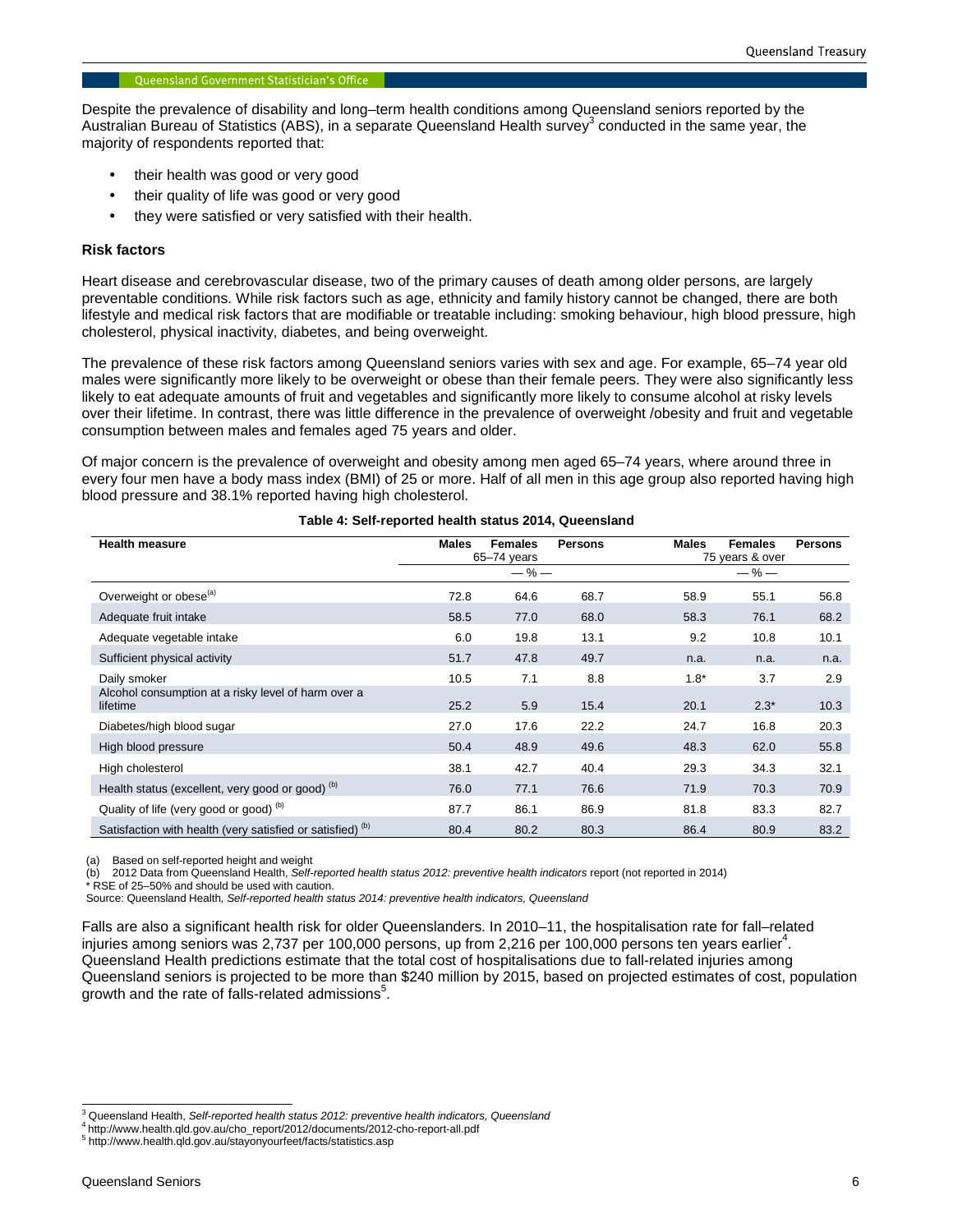Despite the prevalence of disability and long–term health conditions among Queensland seniors reported by the Australian Bureau of Statistics (ABS), in a separate Queensland Health survey[3] conducted in the same year, the majority of respondents reported that:

- their health was good or very good
- their quality of life was good or very good
- they were satisfied or very satisfied with their health.

**Risk factors**

Heart disease and cerebrovascular disease, two of the primary causes of death among older persons, are largely preventable conditions. While risk factors such as age, ethnicity and family history cannot be changed, there are both lifestyle and medical risk factors that are modifiable or treatable including: smoking behaviour, high blood pressure, high cholesterol, physical inactivity, diabetes, and being overweight.

The prevalence of these risk factors among Queensland seniors varies with sex and age. For example, 65–74 year old males were significantly more likely to be overweight or obese than their female peers. They were also significantly less likely to eat adequate amounts of fruit and vegetables and significantly more likely to consume alcohol at risky levels over their lifetime. In contrast, there was little difference in the prevalence of overweight /obesity and fruit and vegetable consumption between males and females aged 75 years and older.

Of major concern is the prevalence of overweight and obesity among men aged 65–74 years, where around three in every four men have a body mass index (BMI) of 25 or more. Half of all men in this age group also reported having high blood pressure and 38.1% reported having high cholesterol.

**Table 4: Self-reported health status 2014, Queensland**

| Health measure | Males | Females | Persons | Males | Females | Persons |
|---|---|---|---|---|---|---|
| | 65–74 years | | | 75 years & over | | |
| | — % — | | | — % — | | |
| Overweight or obese[(a)] | 72.8 | 64.6 | 68.7 | 58.9 | 55.1 | 56.8 |
| Adequate fruit intake | 58.5 | 77.0 | 68.0 | 58.3 | 76.1 | 68.2 |
| Adequate vegetable intake | 6.0 | 19.8 | 13.1 | 9.2 | 10.8 | 10.1 |
| Sufficient physical activity | 51.7 | 47.8 | 49.7 | n.a. | n.a. | n.a. |
| Daily smoker | 10.5 | 7.1 | 8.8 | 1.8* | 3.7 | 2.9 |
| Alcohol consumption at a risky level of harm over a lifetime | 25.2 | 5.9 | 15.4 | 20.1 | 2.3* | 10.3 |
| Diabetes/high blood sugar | 27.0 | 17.6 | 22.2 | 24.7 | 16.8 | 20.3 |
| High blood pressure | 50.4 | 48.9 | 49.6 | 48.3 | 62.0 | 55.8 |
| High cholesterol | 38.1 | 42.7 | 40.4 | 29.3 | 34.3 | 32.1 |
| Health status (excellent, very good or good) [(b)] | 76.0 | 77.1 | 76.6 | 71.9 | 70.3 | 70.9 |
| Quality of life (very good or good) [(b)] | 87.7 | 86.1 | 86.9 | 81.8 | 83.3 | 82.7 |
| Satisfaction with health (very satisfied or satisfied) [(b)] | 80.4 | 80.2 | 80.3 | 86.4 | 80.9 | 83.2 |

(a) Based on self-reported height and weight

(b) 2012 Data from Queensland Health, *Self-reported health status 2012: preventive health indicators* report (not reported in 2014)

\* RSE of 25–50% and should be used with caution.

Source: Queensland Health, *Self-reported health status 2014: preventive health indicators, Queensland*

Falls are also a significant health risk for older Queenslanders. In 2010–11, the hospitalisation rate for fall–related injuries among seniors was 2,737 per 100,000 persons, up from 2,216 per 100,000 persons ten years earlier[4]. Queensland Health predictions estimate that the total cost of hospitalisations due to fall-related injuries among Queensland seniors is projected to be more than $240 million by 2015, based on projected estimates of cost, population growth and the rate of falls-related admissions[5].

---

[3] Queensland Health, *Self-reported health status 2012: preventive health indicators, Queensland*

[4] http://www.health.qld.gov.au/cho_report/2012/documents/2012-cho-report-all.pdf

[5] http://www.health.qld.gov.au/stayonyourfeet/facts/statistics.asp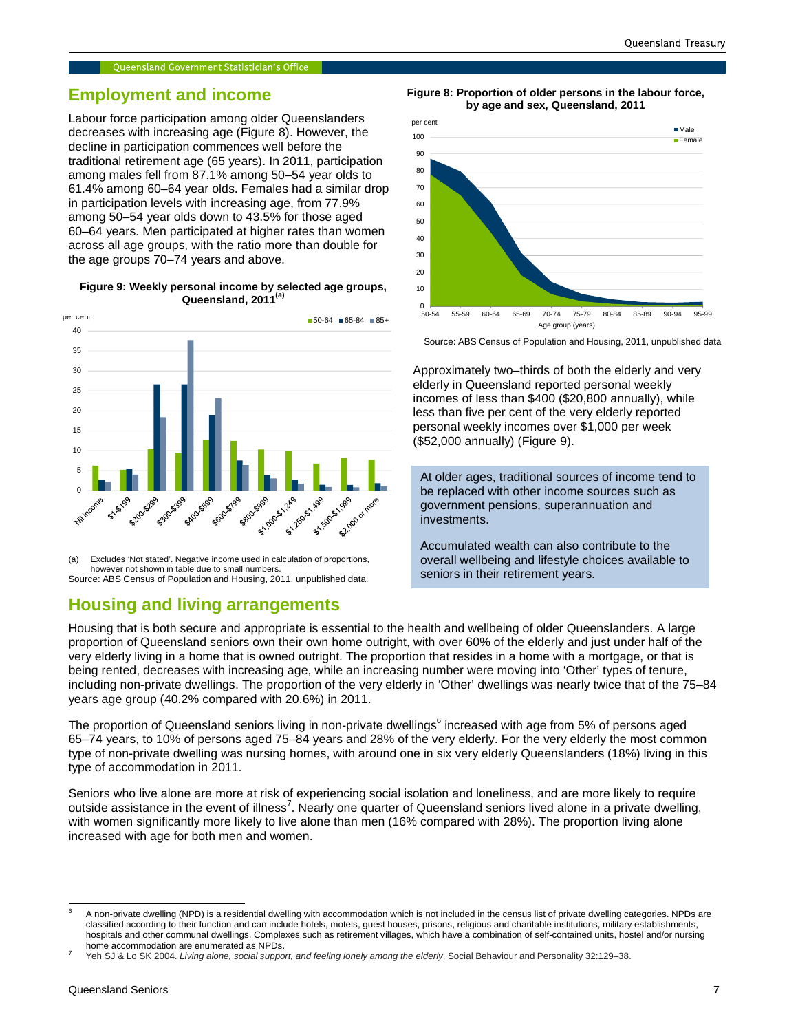## Employment and income

Labour force participation among older Queenslanders decreases with increasing age (Figure 8). However, the decline in participation commences well before the traditional retirement age (65 years). In 2011, participation among males fell from 87.1% among 50–54 year olds to 61.4% among 60–64 year olds. Females had a similar drop in participation levels with increasing age, from 77.9% among 50–54 year olds down to 43.5% for those aged 60–64 years. Men participated at higher rates than women across all age groups, with the ratio more than double for the age groups 70–74 years and above.

**Figure 9: Weekly personal income by selected age groups, Queensland, 2011[(a)]**

per cent
40
35
30
25
20
15
10
5
0
50-64 65-84 85+
Nil income
$1-$199
$200-$299
$300-$399
$400-$599
$600-$799
$800-$999
$1,000-$1,249
$1,250-$1,499
$1,500-$1,999
$2,000 or more

(a) Excludes 'Not stated'. Negative income used in calculation of proportions, however not shown in table due to small numbers.
Source: ABS Census of Population and Housing, 2011, unpublished data.

**Figure 8: Proportion of older persons in the labour force, by age and sex, Queensland, 2011**

per cent
100
90
80
70
60
50
40
30
20
10
0
Male
Female
50-54 55-59 60-64 65-69 70-74 75-79 80-84 85-89 90-94 95-99
Age group (years)

Source: ABS Census of Population and Housing, 2011, unpublished data

Approximately two–thirds of both the elderly and very elderly in Queensland reported personal weekly incomes of less than $400 ($20,800 annually), while less than five per cent of the very elderly reported personal weekly incomes over $1,000 per week ($52,000 annually) (Figure 9).

At older ages, traditional sources of income tend to be replaced with other income sources such as government pensions, superannuation and investments.

Accumulated wealth can also contribute to the overall wellbeing and lifestyle choices available to seniors in their retirement years.

## Housing and living arrangements

Housing that is both secure and appropriate is essential to the health and wellbeing of older Queenslanders. A large proportion of Queensland seniors own their own home outright, with over 60% of the elderly and just under half of the very elderly living in a home that is owned outright. The proportion that resides in a home with a mortgage, or that is being rented, decreases with increasing age, while an increasing number were moving into 'Other' types of tenure, including non-private dwellings. The proportion of the very elderly in 'Other' dwellings was nearly twice that of the 75–84 years age group (40.2% compared with 20.6%) in 2011.

The proportion of Queensland seniors living in non-private dwellings[6] increased with age from 5% of persons aged 65–74 years, to 10% of persons aged 75–84 years and 28% of the very elderly. For the very elderly the most common type of non-private dwelling was nursing homes, with around one in six very elderly Queenslanders (18%) living in this type of accommodation in 2011.

Seniors who live alone are more at risk of experiencing social isolation and loneliness, and are more likely to require outside assistance in the event of illness[7]. Nearly one quarter of Queensland seniors lived alone in a private dwelling, with women significantly more likely to live alone than men (16% compared with 28%). The proportion living alone increased with age for both men and women.

---

[6] A non-private dwelling (NPD) is a residential dwelling with accommodation which is not included in the census list of private dwelling categories. NPDs are classified according to their function and can include hotels, motels, guest houses, prisons, religious and charitable institutions, military establishments, hospitals and other communal dwellings. Complexes such as retirement villages, which have a combination of self-contained units, hostel and/or nursing home accommodation are enumerated as NPDs.

[7] Yeh SJ & Lo SK 2004. *Living alone, social support, and feeling lonely among the elderly*. Social Behaviour and Personality 32:129–38.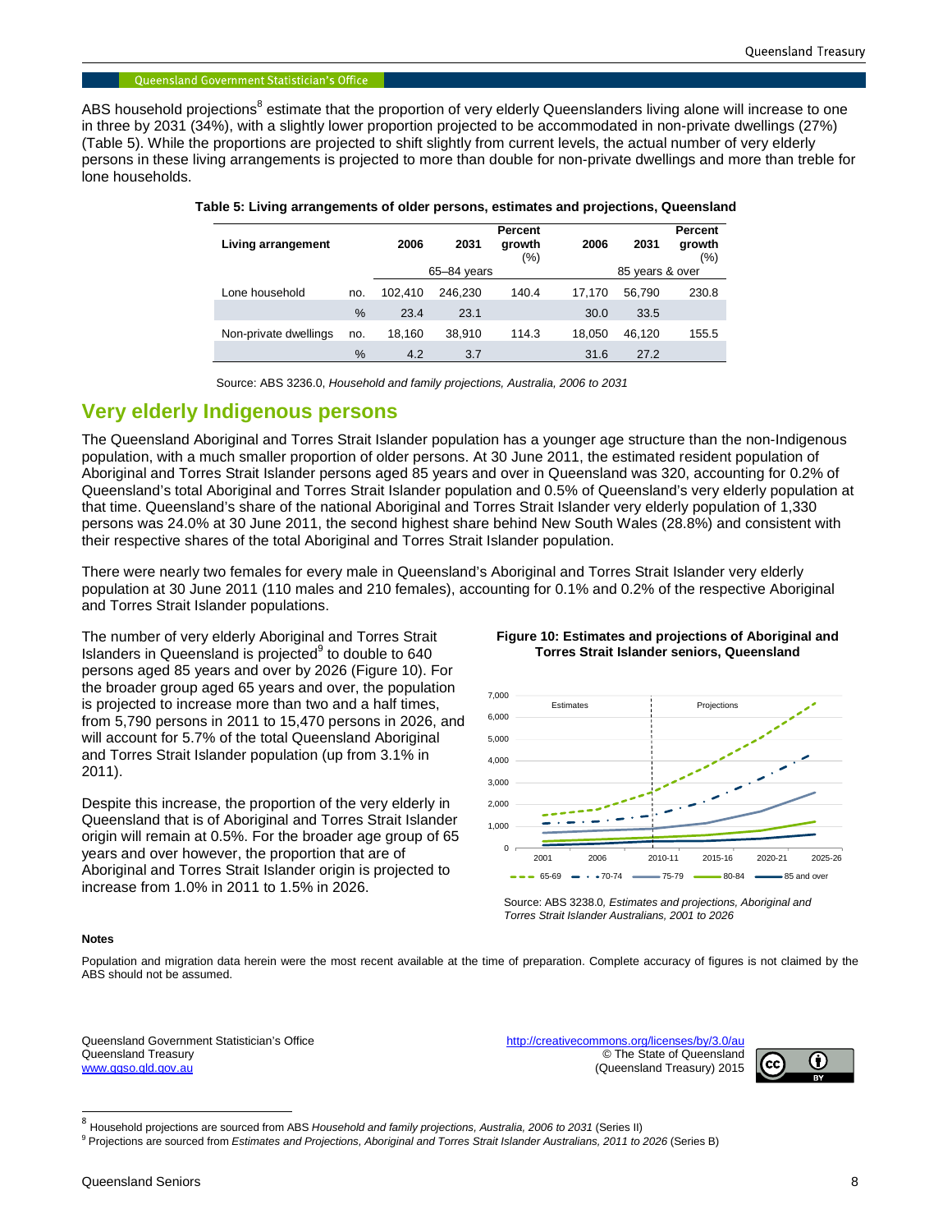ABS household projections[8] estimate that the proportion of very elderly Queenslanders living alone will increase to one in three by 2031 (34%), with a slightly lower proportion projected to be accommodated in non-private dwellings (27%) (Table 5). While the proportions are projected to shift slightly from current levels, the actual number of very elderly persons in these living arrangements is projected to more than double for non-private dwellings and more than treble for lone households.

**Table 5: Living arrangements of older persons, estimates and projections, Queensland**

| Living arrangement | | 2006 | 2031 | Percent growth (%) | 2006 | 2031 | Percent growth (%) |
|---|---|---|---|---|---|---|---|
| | | 65–84 years | | | 85 years & over | | |
| Lone household | no. | 102,410 | 246,230 | 140.4 | 17,170 | 56,790 | 230.8 |
| | % | 23.4 | 23.1 | | 30.0 | 33.5 | |
| Non-private dwellings | no. | 18,160 | 38,910 | 114.3 | 18,050 | 46,120 | 155.5 |
| | % | 4.2 | 3.7 | | 31.6 | 27.2 | |

Source: ABS 3236.0, *Household and family projections, Australia, 2006 to 2031*

## Very elderly Indigenous persons

The Queensland Aboriginal and Torres Strait Islander population has a younger age structure than the non-Indigenous population, with a much smaller proportion of older persons. At 30 June 2011, the estimated resident population of Aboriginal and Torres Strait Islander persons aged 85 years and over in Queensland was 320, accounting for 0.2% of Queensland's total Aboriginal and Torres Strait Islander population and 0.5% of Queensland's very elderly population at that time. Queensland's share of the national Aboriginal and Torres Strait Islander very elderly population of 1,330 persons was 24.0% at 30 June 2011, the second highest share behind New South Wales (28.8%) and consistent with their respective shares of the total Aboriginal and Torres Strait Islander population.

There were nearly two females for every male in Queensland's Aboriginal and Torres Strait Islander very elderly population at 30 June 2011 (110 males and 210 females), accounting for 0.1% and 0.2% of the respective Aboriginal and Torres Strait Islander populations.

The number of very elderly Aboriginal and Torres Strait Islanders in Queensland is projected[9] to double to 640 persons aged 85 years and over by 2026 (Figure 10). For the broader group aged 65 years and over, the population is projected to increase more than two and a half times, from 5,790 persons in 2011 to 15,470 persons in 2026, and will account for 5.7% of the total Queensland Aboriginal and Torres Strait Islander population (up from 3.1% in 2011).

Despite this increase, the proportion of the very elderly in Queensland that is of Aboriginal and Torres Strait Islander origin will remain at 0.5%. For the broader age group of 65 years and over however, the proportion that are of Aboriginal and Torres Strait Islander origin is projected to increase from 1.0% in 2011 to 1.5% in 2026.

**Figure 10: Estimates and projections of Aboriginal and Torres Strait Islander seniors, Queensland**

Estimates
Projections
7,000
6,000
5,000
4,000
3,000
2,000
1,000
0
2001
2006
2010-11
2015-16
2020-21
2025-26
65-69
70-74
75-79
80-84
85 and over

Source: ABS 3238.0, *Estimates and projections, Aboriginal and Torres Strait Islander Australians, 2001 to 2026*

**Notes**

Population and migration data herein were the most recent available at the time of preparation. Complete accuracy of figures is not claimed by the ABS should not be assumed.

Queensland Government Statistician's Office
Queensland Treasury
www.qgso.qld.gov.au

http://creativecommons.org/licenses/by/3.0/au
© The State of Queensland
(Queensland Treasury) 2015

[8] Household projections are sourced from ABS *Household and family projections, Australia, 2006 to 2031* (Series II)

[9] Projections are sourced from *Estimates and Projections, Aboriginal and Torres Strait Islander Australians, 2011 to 2026* (Series B)